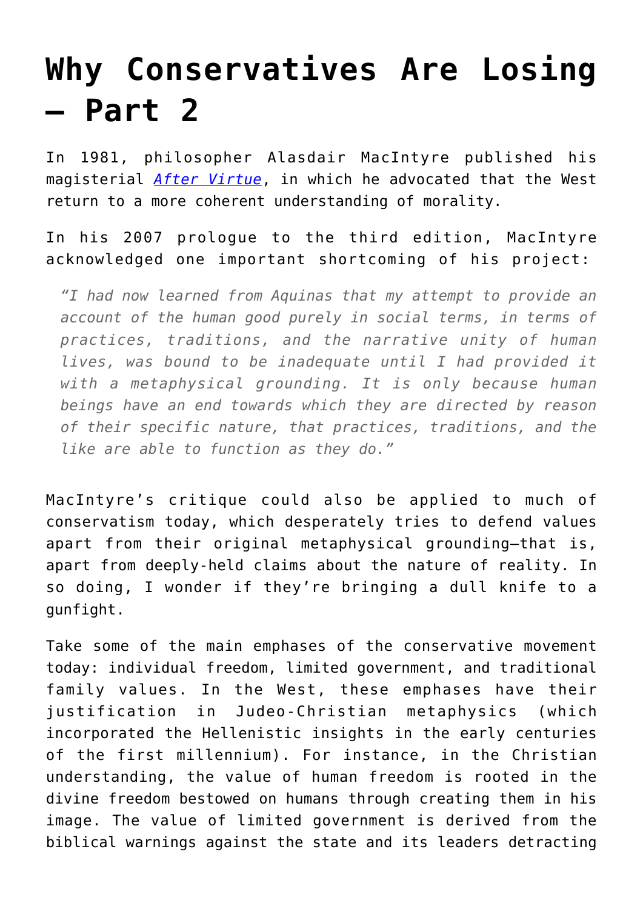# Why Conservatives Are Losing – Part 2

In 1981, philosopher Alasdair MacIntyre published his magisterial *After Virtue*, in which he advocated that the West return to a more coherent understanding of morality.

In his 2007 prologue to the third edition, MacIntyre acknowledged one important shortcoming of his project:

> *"I had now learned from Aquinas that my attempt to provide an account of the human good purely in social terms, in terms of practices, traditions, and the narrative unity of human lives, was bound to be inadequate until I had provided it with a metaphysical grounding. It is only because human beings have an end towards which they are directed by reason of their specific nature, that practices, traditions, and the like are able to function as they do."*

MacIntyre's critique could also be applied to much of conservatism today, which desperately tries to defend values apart from their original metaphysical grounding—that is, apart from deeply-held claims about the nature of reality. In so doing, I wonder if they're bringing a dull knife to a gunfight.

Take some of the main emphases of the conservative movement today: individual freedom, limited government, and traditional family values. In the West, these emphases have their justification in Judeo-Christian metaphysics (which incorporated the Hellenistic insights in the early centuries of the first millennium). For instance, in the Christian understanding, the value of human freedom is rooted in the divine freedom bestowed on humans through creating them in his image. The value of limited government is derived from the biblical warnings against the state and its leaders detracting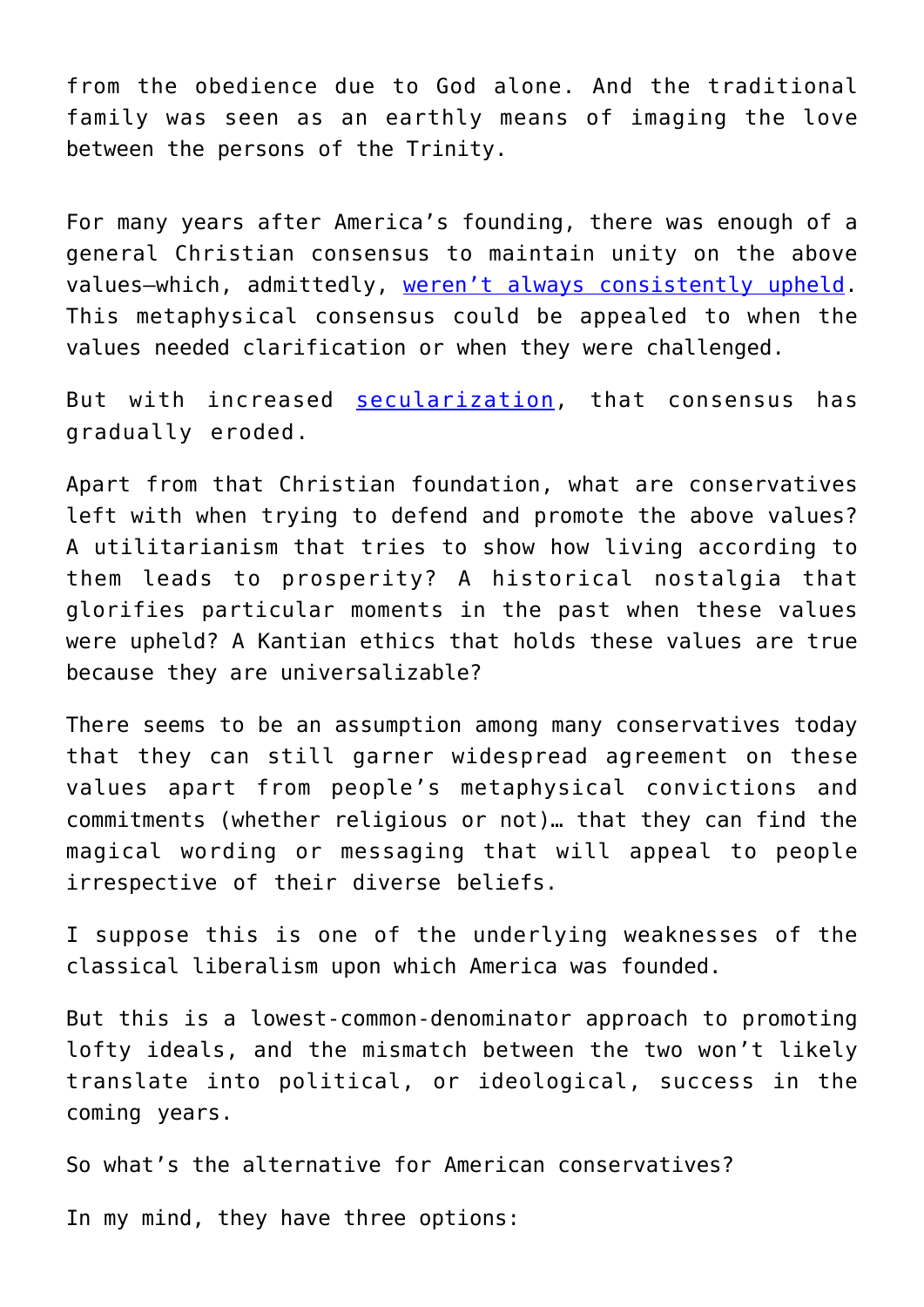from the obedience due to God alone. And the traditional family was seen as an earthly means of imaging the love between the persons of the Trinity.

For many years after America's founding, there was enough of a general Christian consensus to maintain unity on the above values—which, admittedly, weren't always consistently upheld. This metaphysical consensus could be appealed to when the values needed clarification or when they were challenged.

But with increased secularization, that consensus has gradually eroded.

Apart from that Christian foundation, what are conservatives left with when trying to defend and promote the above values? A utilitarianism that tries to show how living according to them leads to prosperity? A historical nostalgia that glorifies particular moments in the past when these values were upheld? A Kantian ethics that holds these values are true because they are universalizable?

There seems to be an assumption among many conservatives today that they can still garner widespread agreement on these values apart from people's metaphysical convictions and commitments (whether religious or not)… that they can find the magical wording or messaging that will appeal to people irrespective of their diverse beliefs.

I suppose this is one of the underlying weaknesses of the classical liberalism upon which America was founded.

But this is a lowest-common-denominator approach to promoting lofty ideals, and the mismatch between the two won't likely translate into political, or ideological, success in the coming years.

So what's the alternative for American conservatives?

In my mind, they have three options: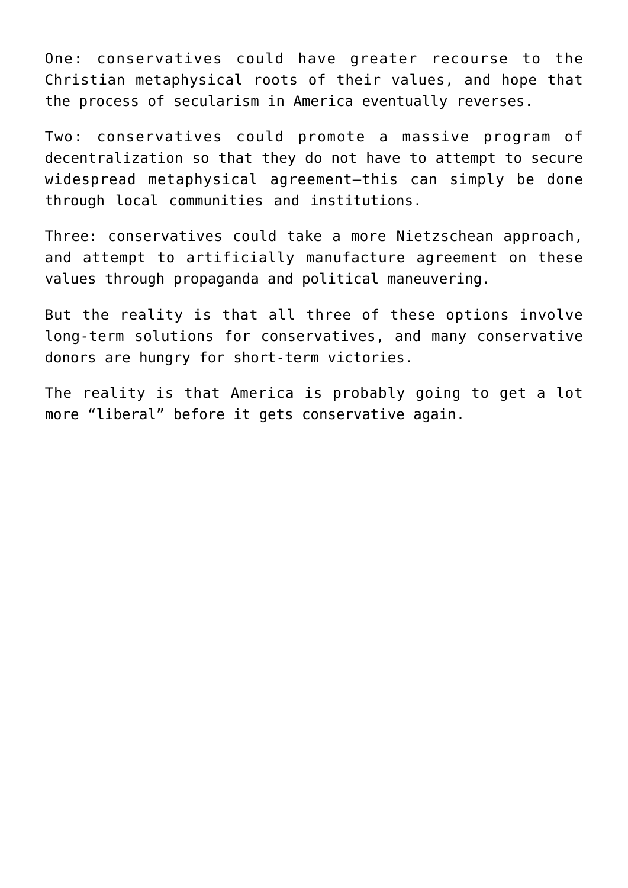One: conservatives could have greater recourse to the Christian metaphysical roots of their values, and hope that the process of secularism in America eventually reverses.

Two: conservatives could promote a massive program of decentralization so that they do not have to attempt to secure widespread metaphysical agreement—this can simply be done through local communities and institutions.

Three: conservatives could take a more Nietzschean approach, and attempt to artificially manufacture agreement on these values through propaganda and political maneuvering.

But the reality is that all three of these options involve long-term solutions for conservatives, and many conservative donors are hungry for short-term victories.

The reality is that America is probably going to get a lot more “liberal” before it gets conservative again.